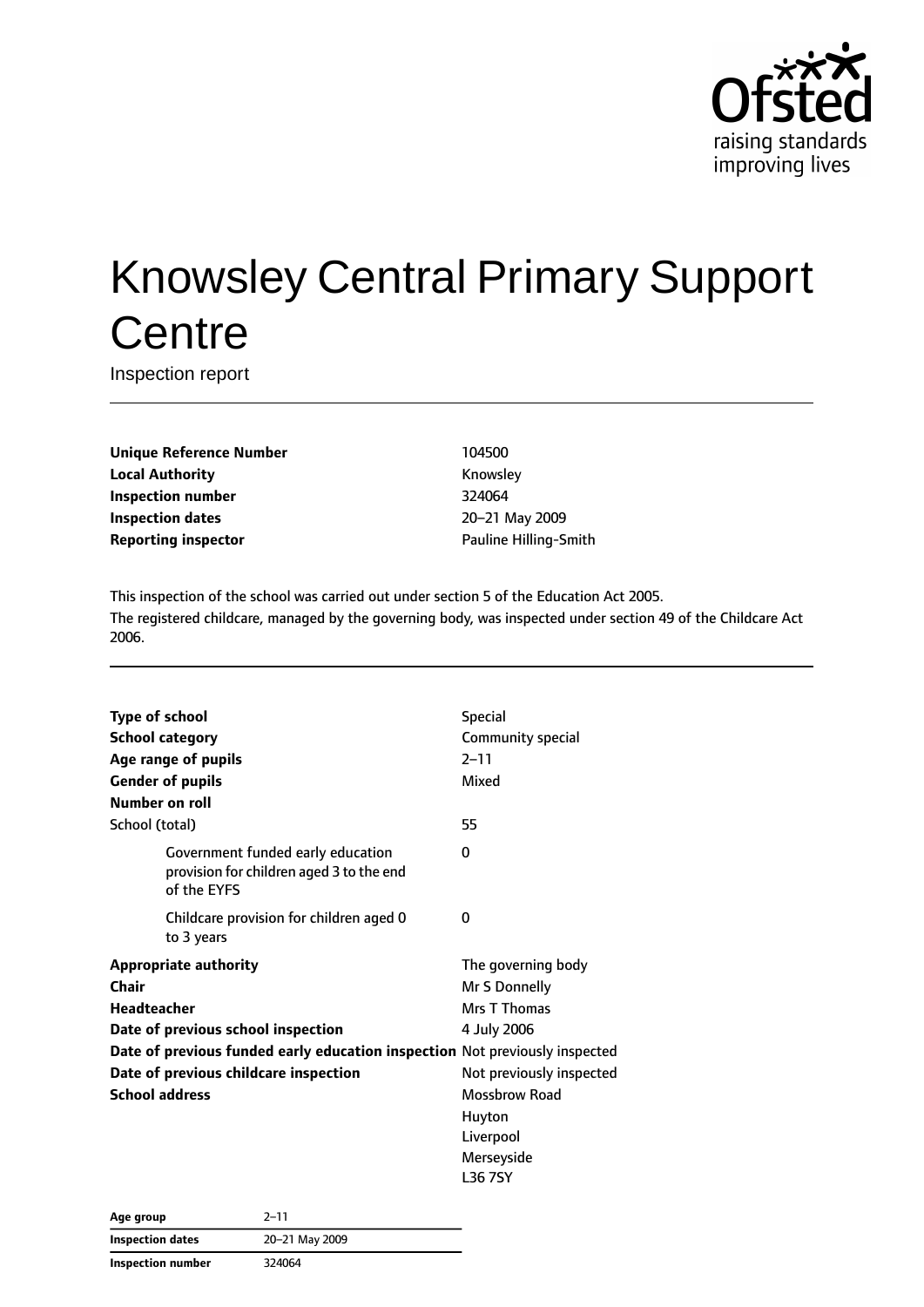Ofsted
raising standards
improving lives

# Knowsley Central Primary Support Centre

Inspection report

| | |
|---|---|
| **Unique Reference Number** | 104500 |
| **Local Authority** | Knowsley |
| **Inspection number** | 324064 |
| **Inspection dates** | 20–21 May 2009 |
| **Reporting inspector** | Pauline Hilling-Smith |

This inspection of the school was carried out under section 5 of the Education Act 2005.
The registered childcare, managed by the governing body, was inspected under section 49 of the Childcare Act 2006.

| | |
|---|---|
| **Type of school** | Special |
| **School category** | Community special |
| **Age range of pupils** | 2–11 |
| **Gender of pupils** | Mixed |
| **Number on roll** | |
| School (total) | 55 |
| Government funded early education provision for children aged 3 to the end of the EYFS | 0 |
| Childcare provision for children aged 0 to 3 years | 0 |
| **Appropriate authority** | The governing body |
| **Chair** | Mr S Donnelly |
| **Headteacher** | Mrs T Thomas |
| **Date of previous school inspection** | 4 July 2006 |
| **Date of previous funded early education inspection** | Not previously inspected |
| **Date of previous childcare inspection** | Not previously inspected |
| **School address** | Mossbrow Road<br>Huyton<br>Liverpool<br>Merseyside<br>L36 7SY |

| | |
|---|---|
| **Age group** | 2–11 |
| **Inspection dates** | 20–21 May 2009 |
| **Inspection number** | 324064 |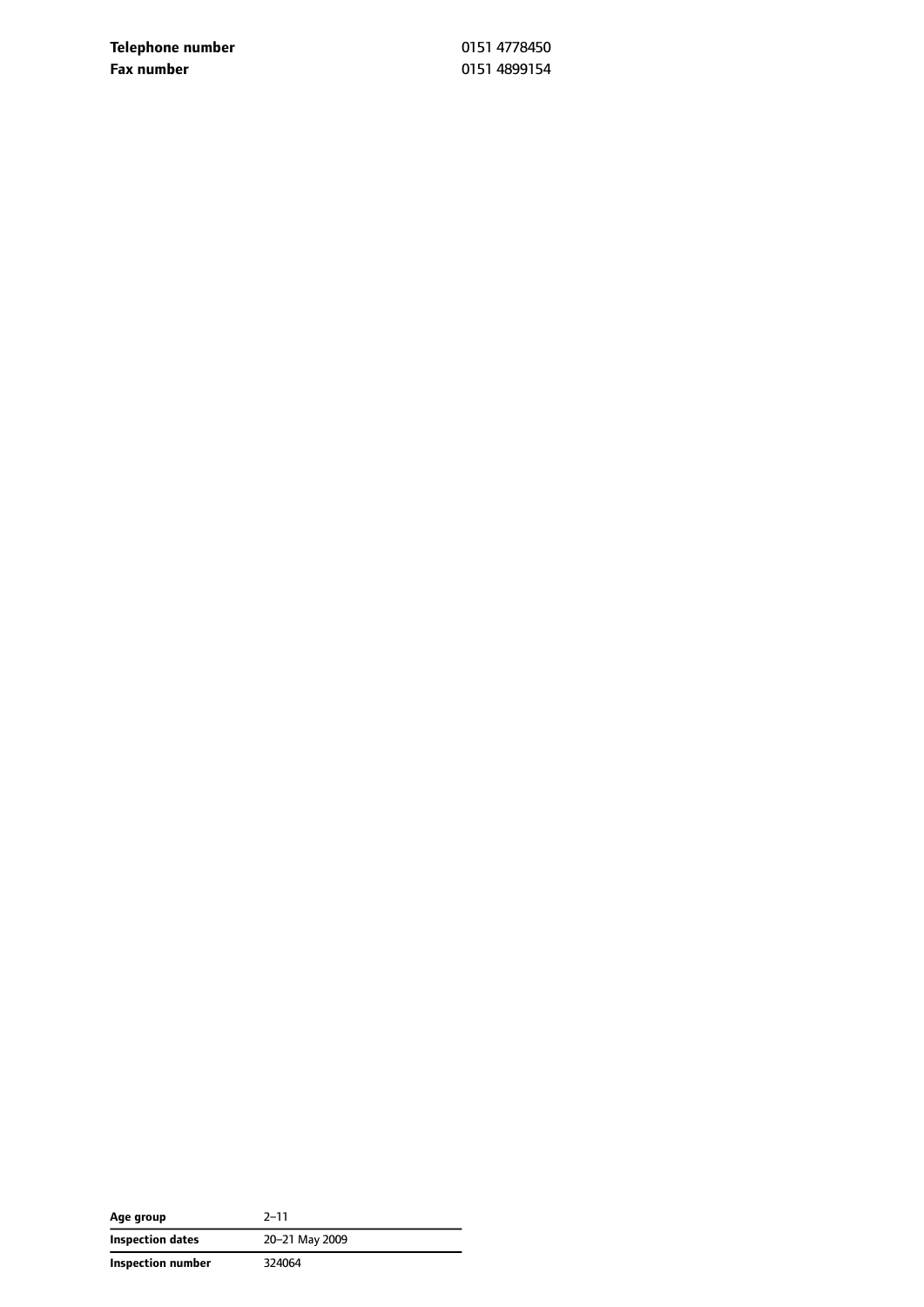| | |
|---|---|
| **Telephone number** | 0151 4778450 |
| **Fax number** | 0151 4899154 |

| | |
|---|---|
| **Age group** | 2–11 |
| **Inspection dates** | 20–21 May 2009 |
| **Inspection number** | 324064 |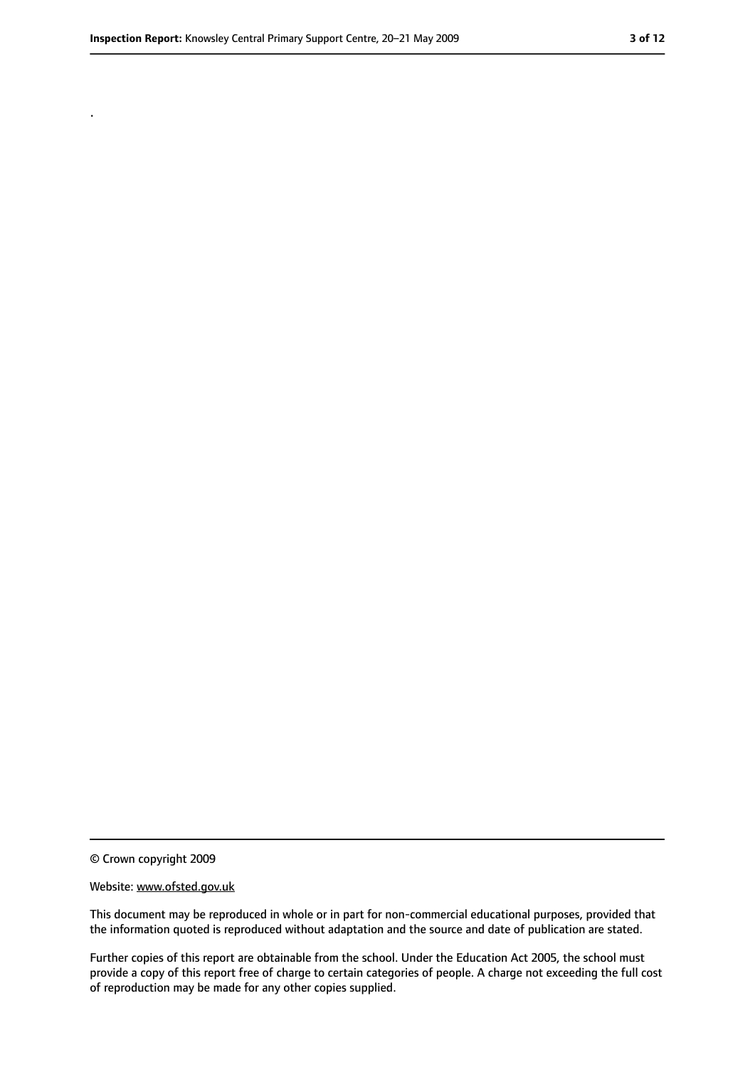.

© Crown copyright 2009

Website: www.ofsted.gov.uk

This document may be reproduced in whole or in part for non-commercial educational purposes, provided that the information quoted is reproduced without adaptation and the source and date of publication are stated.

Further copies of this report are obtainable from the school. Under the Education Act 2005, the school must provide a copy of this report free of charge to certain categories of people. A charge not exceeding the full cost of reproduction may be made for any other copies supplied.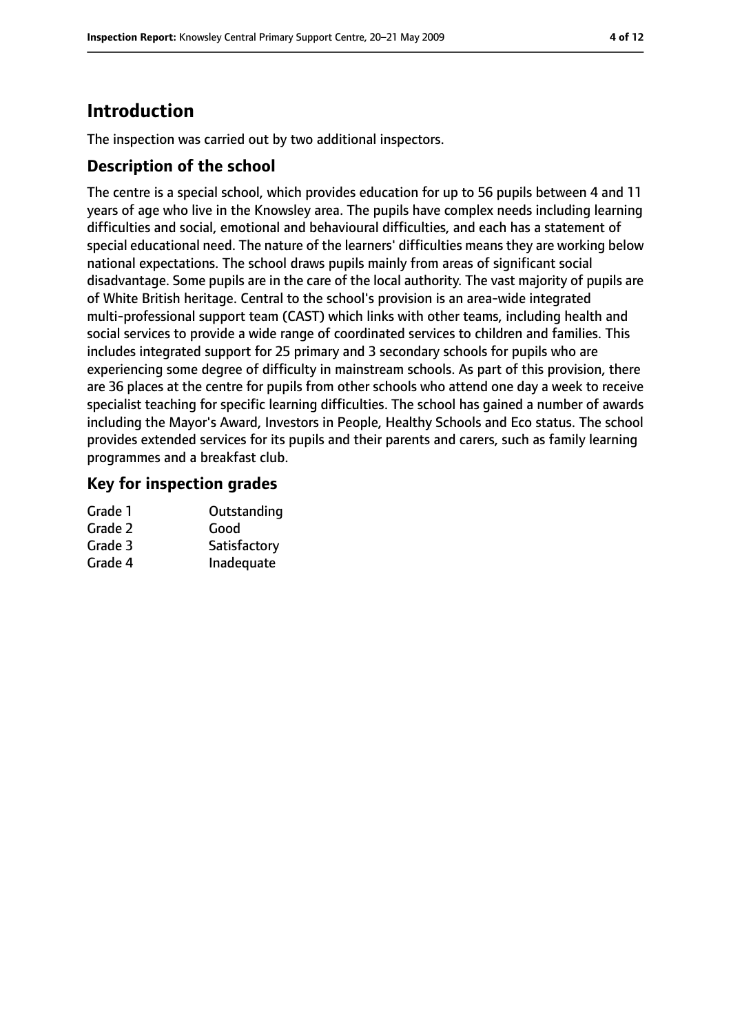## Introduction

The inspection was carried out by two additional inspectors.

### Description of the school

The centre is a special school, which provides education for up to 56 pupils between 4 and 11 years of age who live in the Knowsley area. The pupils have complex needs including learning difficulties and social, emotional and behavioural difficulties, and each has a statement of special educational need. The nature of the learners' difficulties means they are working below national expectations. The school draws pupils mainly from areas of significant social disadvantage. Some pupils are in the care of the local authority. The vast majority of pupils are of White British heritage. Central to the school's provision is an area-wide integrated multi-professional support team (CAST) which links with other teams, including health and social services to provide a wide range of coordinated services to children and families. This includes integrated support for 25 primary and 3 secondary schools for pupils who are experiencing some degree of difficulty in mainstream schools. As part of this provision, there are 36 places at the centre for pupils from other schools who attend one day a week to receive specialist teaching for specific learning difficulties. The school has gained a number of awards including the Mayor's Award, Investors in People, Healthy Schools and Eco status. The school provides extended services for its pupils and their parents and carers, such as family learning programmes and a breakfast club.

### Key for inspection grades

| | |
|---|---|
| Grade 1 | Outstanding |
| Grade 2 | Good |
| Grade 3 | Satisfactory |
| Grade 4 | Inadequate |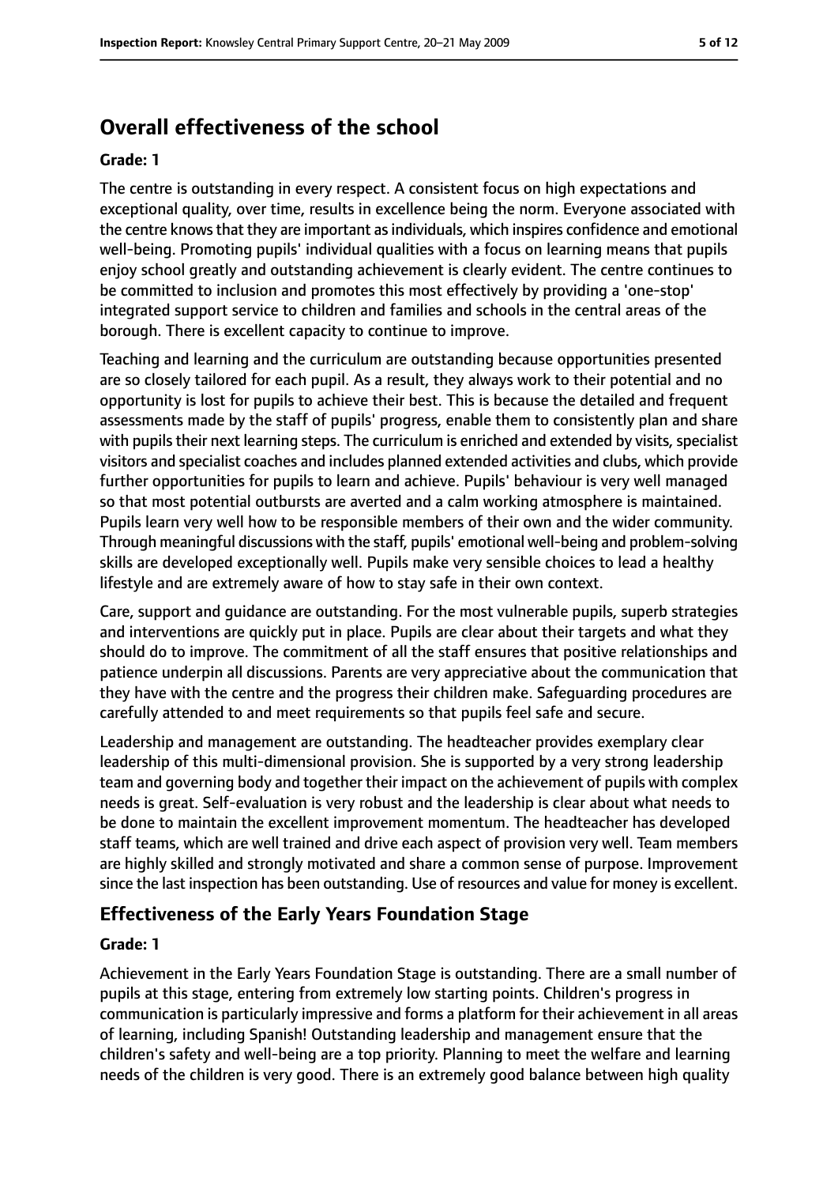## Overall effectiveness of the school

**Grade: 1**

The centre is outstanding in every respect. A consistent focus on high expectations and exceptional quality, over time, results in excellence being the norm. Everyone associated with the centre knows that they are important as individuals, which inspires confidence and emotional well-being. Promoting pupils' individual qualities with a focus on learning means that pupils enjoy school greatly and outstanding achievement is clearly evident. The centre continues to be committed to inclusion and promotes this most effectively by providing a 'one-stop' integrated support service to children and families and schools in the central areas of the borough. There is excellent capacity to continue to improve.

Teaching and learning and the curriculum are outstanding because opportunities presented are so closely tailored for each pupil. As a result, they always work to their potential and no opportunity is lost for pupils to achieve their best. This is because the detailed and frequent assessments made by the staff of pupils' progress, enable them to consistently plan and share with pupils their next learning steps. The curriculum is enriched and extended by visits, specialist visitors and specialist coaches and includes planned extended activities and clubs, which provide further opportunities for pupils to learn and achieve. Pupils' behaviour is very well managed so that most potential outbursts are averted and a calm working atmosphere is maintained. Pupils learn very well how to be responsible members of their own and the wider community. Through meaningful discussions with the staff, pupils' emotional well-being and problem-solving skills are developed exceptionally well. Pupils make very sensible choices to lead a healthy lifestyle and are extremely aware of how to stay safe in their own context.

Care, support and guidance are outstanding. For the most vulnerable pupils, superb strategies and interventions are quickly put in place. Pupils are clear about their targets and what they should do to improve. The commitment of all the staff ensures that positive relationships and patience underpin all discussions. Parents are very appreciative about the communication that they have with the centre and the progress their children make. Safeguarding procedures are carefully attended to and meet requirements so that pupils feel safe and secure.

Leadership and management are outstanding. The headteacher provides exemplary clear leadership of this multi-dimensional provision. She is supported by a very strong leadership team and governing body and together their impact on the achievement of pupils with complex needs is great. Self-evaluation is very robust and the leadership is clear about what needs to be done to maintain the excellent improvement momentum. The headteacher has developed staff teams, which are well trained and drive each aspect of provision very well. Team members are highly skilled and strongly motivated and share a common sense of purpose. Improvement since the last inspection has been outstanding. Use of resources and value for money is excellent.

## Effectiveness of the Early Years Foundation Stage

**Grade: 1**

Achievement in the Early Years Foundation Stage is outstanding. There are a small number of pupils at this stage, entering from extremely low starting points. Children's progress in communication is particularly impressive and forms a platform for their achievement in all areas of learning, including Spanish! Outstanding leadership and management ensure that the children's safety and well-being are a top priority. Planning to meet the welfare and learning needs of the children is very good. There is an extremely good balance between high quality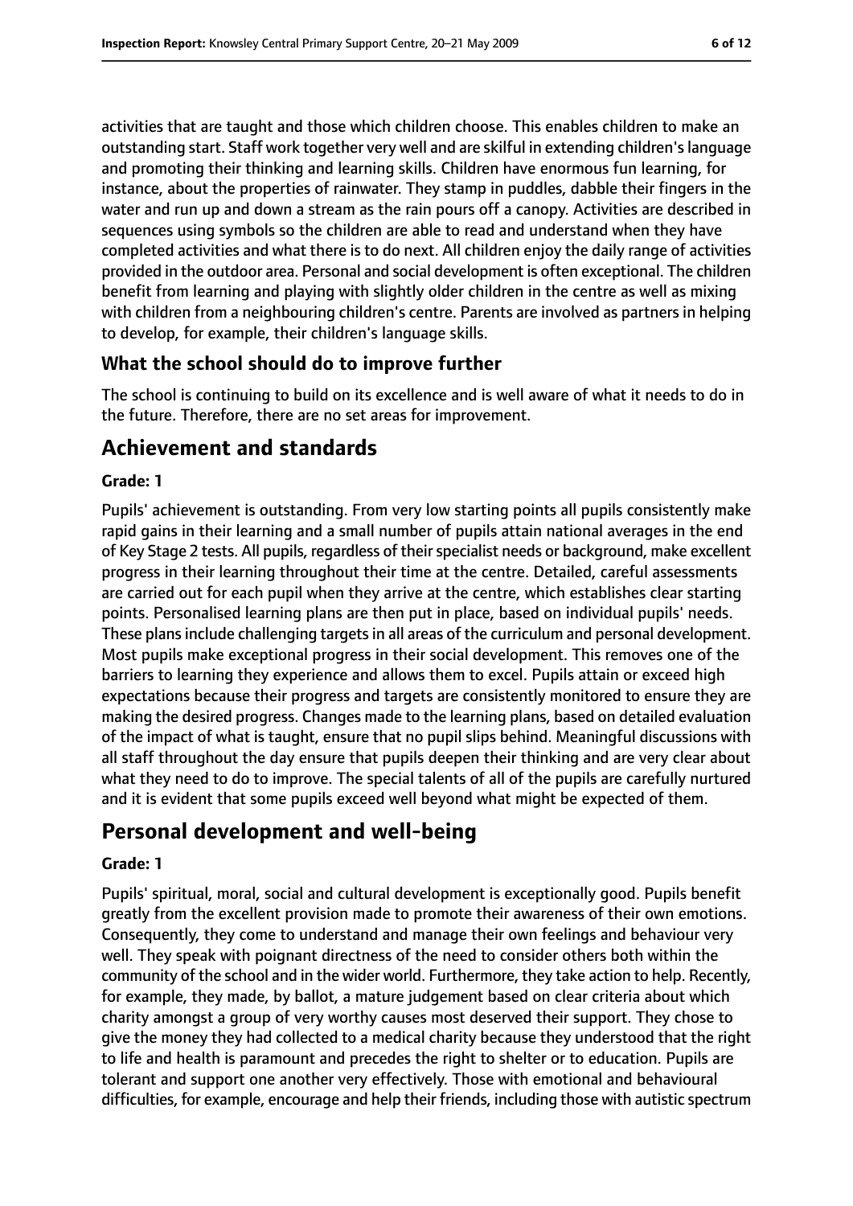activities that are taught and those which children choose. This enables children to make an outstanding start. Staff work together very well and are skilful in extending children's language and promoting their thinking and learning skills. Children have enormous fun learning, for instance, about the properties of rainwater. They stamp in puddles, dabble their fingers in the water and run up and down a stream as the rain pours off a canopy. Activities are described in sequences using symbols so the children are able to read and understand when they have completed activities and what there is to do next. All children enjoy the daily range of activities provided in the outdoor area. Personal and social development is often exceptional. The children benefit from learning and playing with slightly older children in the centre as well as mixing with children from a neighbouring children's centre. Parents are involved as partners in helping to develop, for example, their children's language skills.

### What the school should do to improve further

The school is continuing to build on its excellence and is well aware of what it needs to do in the future. Therefore, there are no set areas for improvement.

## Achievement and standards

#### Grade: 1

Pupils' achievement is outstanding. From very low starting points all pupils consistently make rapid gains in their learning and a small number of pupils attain national averages in the end of Key Stage 2 tests. All pupils, regardless of their specialist needs or background, make excellent progress in their learning throughout their time at the centre. Detailed, careful assessments are carried out for each pupil when they arrive at the centre, which establishes clear starting points. Personalised learning plans are then put in place, based on individual pupils' needs. These plans include challenging targets in all areas of the curriculum and personal development. Most pupils make exceptional progress in their social development. This removes one of the barriers to learning they experience and allows them to excel. Pupils attain or exceed high expectations because their progress and targets are consistently monitored to ensure they are making the desired progress. Changes made to the learning plans, based on detailed evaluation of the impact of what is taught, ensure that no pupil slips behind. Meaningful discussions with all staff throughout the day ensure that pupils deepen their thinking and are very clear about what they need to do to improve. The special talents of all of the pupils are carefully nurtured and it is evident that some pupils exceed well beyond what might be expected of them.

## Personal development and well-being

#### Grade: 1

Pupils' spiritual, moral, social and cultural development is exceptionally good. Pupils benefit greatly from the excellent provision made to promote their awareness of their own emotions. Consequently, they come to understand and manage their own feelings and behaviour very well. They speak with poignant directness of the need to consider others both within the community of the school and in the wider world. Furthermore, they take action to help. Recently, for example, they made, by ballot, a mature judgement based on clear criteria about which charity amongst a group of very worthy causes most deserved their support. They chose to give the money they had collected to a medical charity because they understood that the right to life and health is paramount and precedes the right to shelter or to education. Pupils are tolerant and support one another very effectively. Those with emotional and behavioural difficulties, for example, encourage and help their friends, including those with autistic spectrum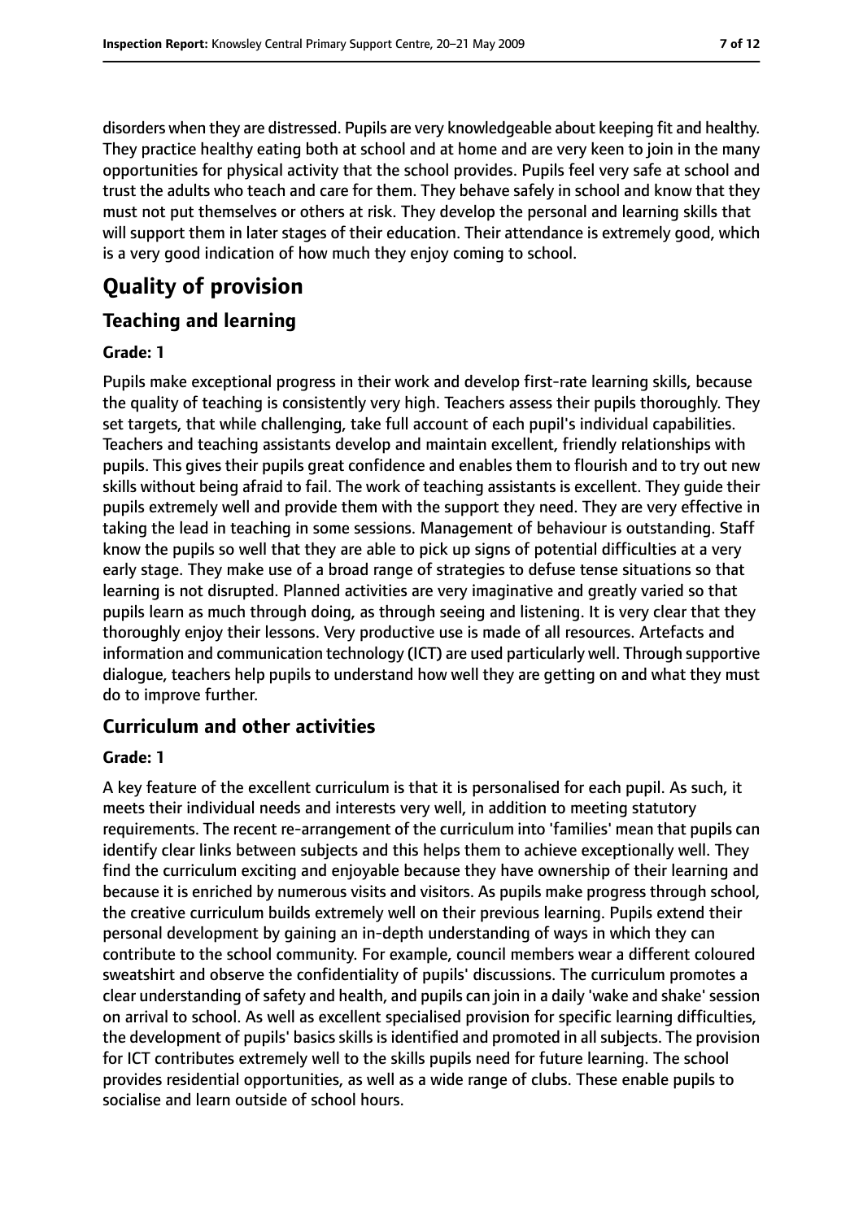disorders when they are distressed. Pupils are very knowledgeable about keeping fit and healthy. They practice healthy eating both at school and at home and are very keen to join in the many opportunities for physical activity that the school provides. Pupils feel very safe at school and trust the adults who teach and care for them. They behave safely in school and know that they must not put themselves or others at risk. They develop the personal and learning skills that will support them in later stages of their education. Their attendance is extremely good, which is a very good indication of how much they enjoy coming to school.

# Quality of provision

## Teaching and learning

**Grade: 1**

Pupils make exceptional progress in their work and develop first-rate learning skills, because the quality of teaching is consistently very high. Teachers assess their pupils thoroughly. They set targets, that while challenging, take full account of each pupil's individual capabilities. Teachers and teaching assistants develop and maintain excellent, friendly relationships with pupils. This gives their pupils great confidence and enables them to flourish and to try out new skills without being afraid to fail. The work of teaching assistants is excellent. They guide their pupils extremely well and provide them with the support they need. They are very effective in taking the lead in teaching in some sessions. Management of behaviour is outstanding. Staff know the pupils so well that they are able to pick up signs of potential difficulties at a very early stage. They make use of a broad range of strategies to defuse tense situations so that learning is not disrupted. Planned activities are very imaginative and greatly varied so that pupils learn as much through doing, as through seeing and listening. It is very clear that they thoroughly enjoy their lessons. Very productive use is made of all resources. Artefacts and information and communication technology (ICT) are used particularly well. Through supportive dialogue, teachers help pupils to understand how well they are getting on and what they must do to improve further.

## Curriculum and other activities

**Grade: 1**

A key feature of the excellent curriculum is that it is personalised for each pupil. As such, it meets their individual needs and interests very well, in addition to meeting statutory requirements. The recent re-arrangement of the curriculum into 'families' mean that pupils can identify clear links between subjects and this helps them to achieve exceptionally well. They find the curriculum exciting and enjoyable because they have ownership of their learning and because it is enriched by numerous visits and visitors. As pupils make progress through school, the creative curriculum builds extremely well on their previous learning. Pupils extend their personal development by gaining an in-depth understanding of ways in which they can contribute to the school community. For example, council members wear a different coloured sweatshirt and observe the confidentiality of pupils' discussions. The curriculum promotes a clear understanding of safety and health, and pupils can join in a daily 'wake and shake' session on arrival to school. As well as excellent specialised provision for specific learning difficulties, the development of pupils' basics skills is identified and promoted in all subjects. The provision for ICT contributes extremely well to the skills pupils need for future learning. The school provides residential opportunities, as well as a wide range of clubs. These enable pupils to socialise and learn outside of school hours.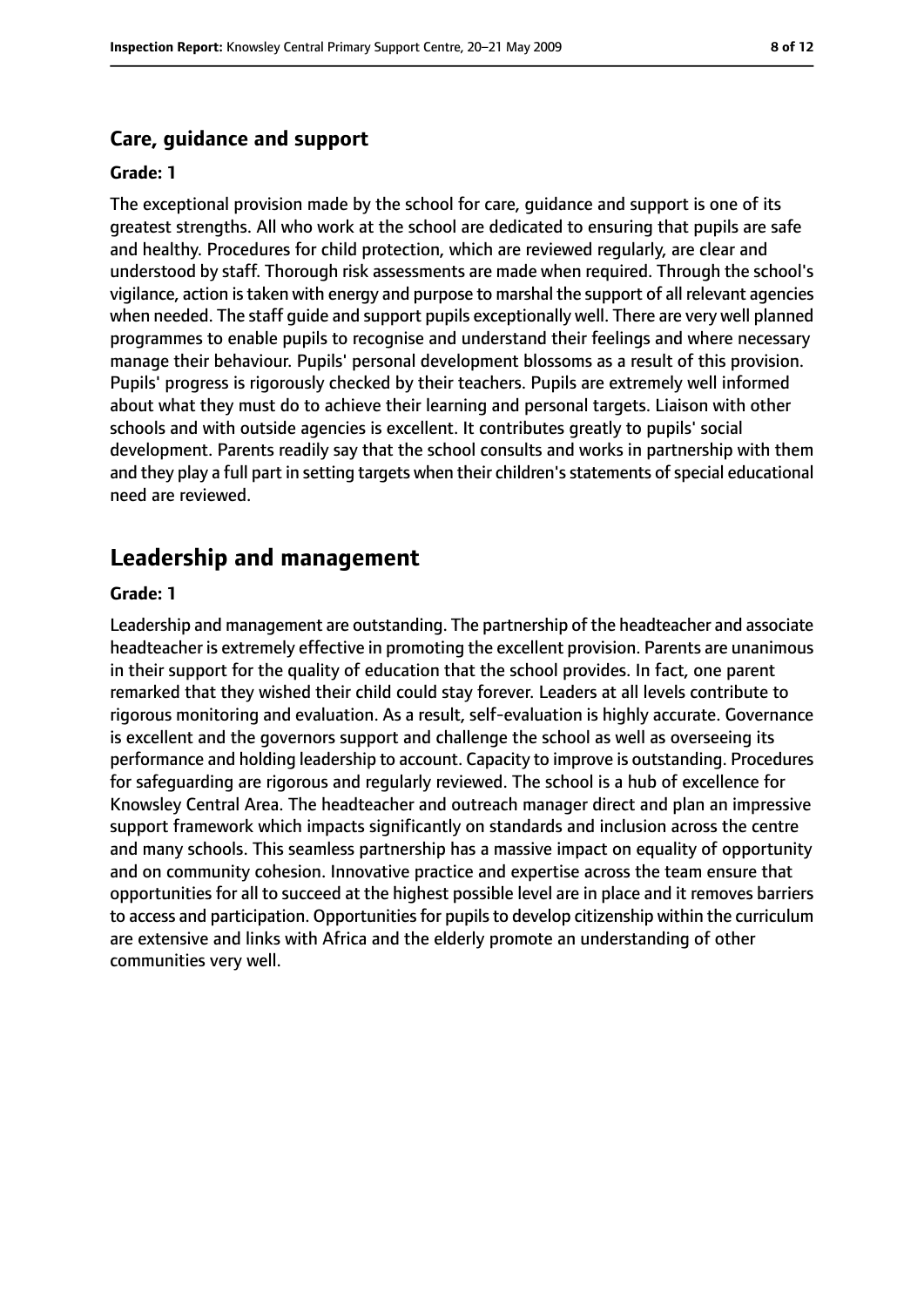### Care, guidance and support

**Grade: 1**

The exceptional provision made by the school for care, guidance and support is one of its greatest strengths. All who work at the school are dedicated to ensuring that pupils are safe and healthy. Procedures for child protection, which are reviewed regularly, are clear and understood by staff. Thorough risk assessments are made when required. Through the school's vigilance, action is taken with energy and purpose to marshal the support of all relevant agencies when needed. The staff guide and support pupils exceptionally well. There are very well planned programmes to enable pupils to recognise and understand their feelings and where necessary manage their behaviour. Pupils' personal development blossoms as a result of this provision. Pupils' progress is rigorously checked by their teachers. Pupils are extremely well informed about what they must do to achieve their learning and personal targets. Liaison with other schools and with outside agencies is excellent. It contributes greatly to pupils' social development. Parents readily say that the school consults and works in partnership with them and they play a full part in setting targets when their children's statements of special educational need are reviewed.

## Leadership and management

**Grade: 1**

Leadership and management are outstanding. The partnership of the headteacher and associate headteacher is extremely effective in promoting the excellent provision. Parents are unanimous in their support for the quality of education that the school provides. In fact, one parent remarked that they wished their child could stay forever. Leaders at all levels contribute to rigorous monitoring and evaluation. As a result, self-evaluation is highly accurate. Governance is excellent and the governors support and challenge the school as well as overseeing its performance and holding leadership to account. Capacity to improve is outstanding. Procedures for safeguarding are rigorous and regularly reviewed. The school is a hub of excellence for Knowsley Central Area. The headteacher and outreach manager direct and plan an impressive support framework which impacts significantly on standards and inclusion across the centre and many schools. This seamless partnership has a massive impact on equality of opportunity and on community cohesion. Innovative practice and expertise across the team ensure that opportunities for all to succeed at the highest possible level are in place and it removes barriers to access and participation. Opportunities for pupils to develop citizenship within the curriculum are extensive and links with Africa and the elderly promote an understanding of other communities very well.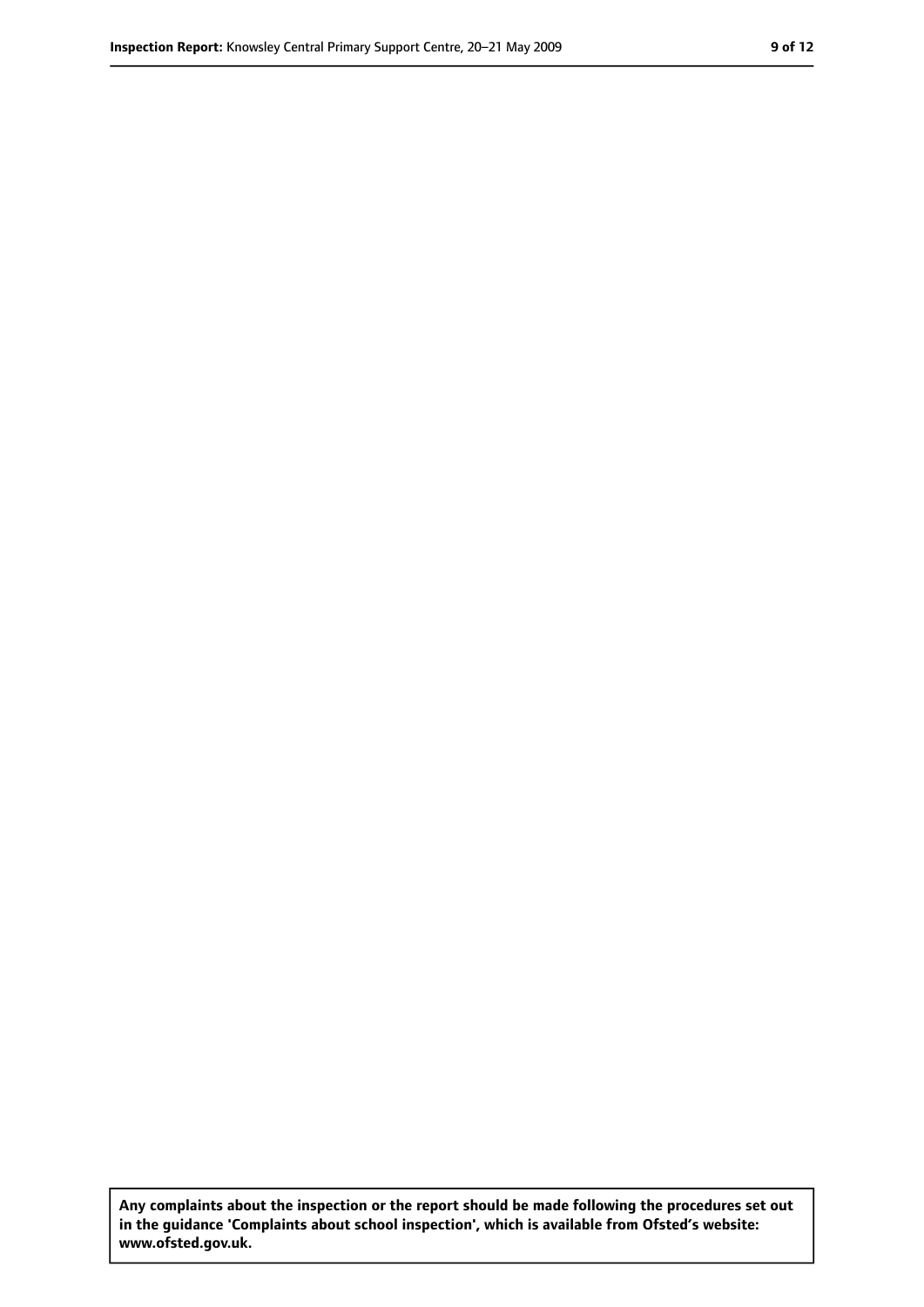**Any complaints about the inspection or the report should be made following the procedures set out in the guidance 'Complaints about school inspection', which is available from Ofsted's website: www.ofsted.gov.uk.**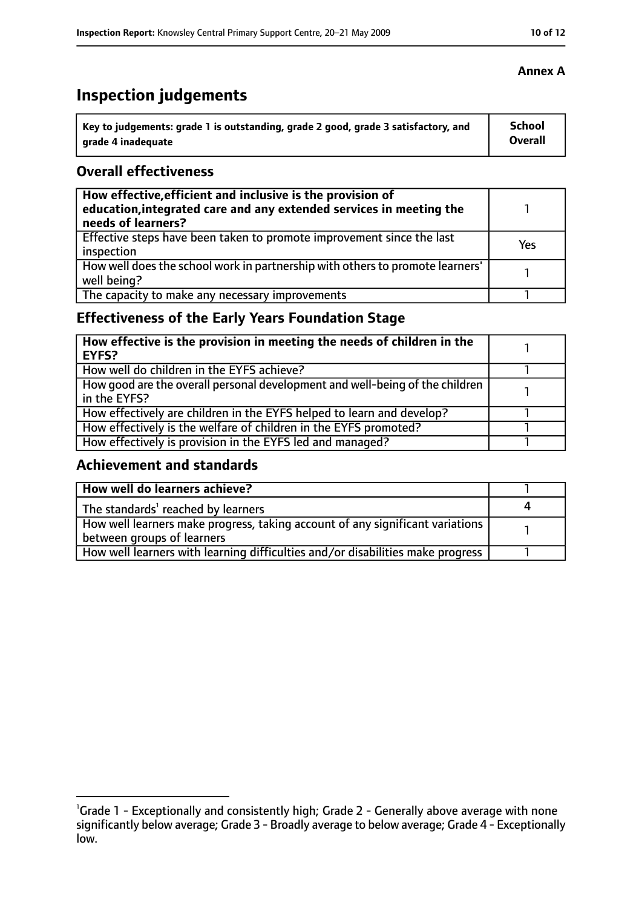**Annex A**

# Inspection judgements

| Key to judgements: grade 1 is outstanding, grade 2 good, grade 3 satisfactory, and grade 4 inadequate | School Overall |
|---|---|

## Overall effectiveness

| | |
|---|---|
| **How effective, efficient and inclusive is the provision of education, integrated care and any extended services in meeting the needs of learners?** | 1 |
| Effective steps have been taken to promote improvement since the last inspection | Yes |
| How well does the school work in partnership with others to promote learners' well being? | 1 |
| The capacity to make any necessary improvements | 1 |

## Effectiveness of the Early Years Foundation Stage

| | |
|---|---|
| **How effective is the provision in meeting the needs of children in the EYFS?** | 1 |
| How well do children in the EYFS achieve? | 1 |
| How good are the overall personal development and well-being of the children in the EYFS? | 1 |
| How effectively are children in the EYFS helped to learn and develop? | 1 |
| How effectively is the welfare of children in the EYFS promoted? | 1 |
| How effectively is provision in the EYFS led and managed? | 1 |

## Achievement and standards

| | |
|---|---|
| **How well do learners achieve?** | 1 |
| The standards[1] reached by learners | 4 |
| How well learners make progress, taking account of any significant variations between groups of learners | 1 |
| How well learners with learning difficulties and/or disabilities make progress | 1 |

[1]Grade 1 - Exceptionally and consistently high; Grade 2 - Generally above average with none significantly below average; Grade 3 - Broadly average to below average; Grade 4 - Exceptionally low.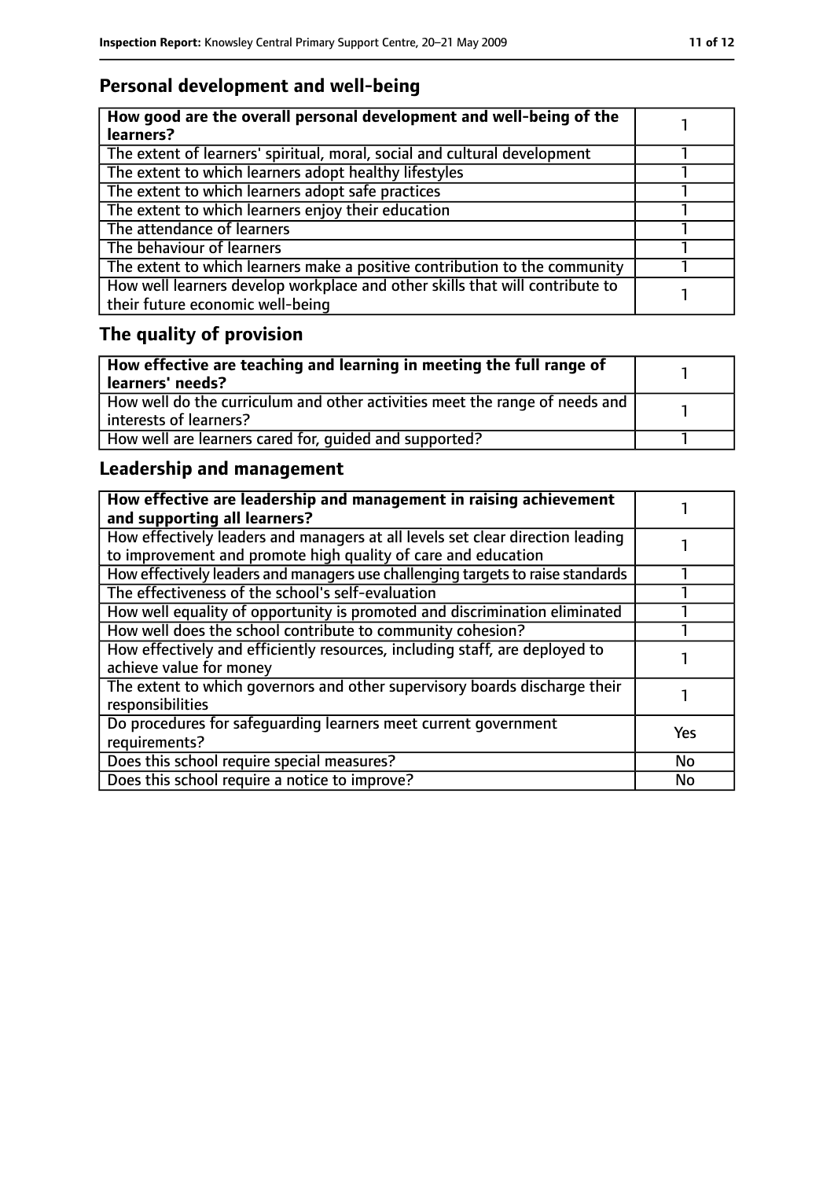## Personal development and well-being

| How good are the overall personal development and well-being of the learners? | 1 |
|---|---|
| The extent of learners' spiritual, moral, social and cultural development | 1 |
| The extent to which learners adopt healthy lifestyles | 1 |
| The extent to which learners adopt safe practices | 1 |
| The extent to which learners enjoy their education | 1 |
| The attendance of learners | 1 |
| The behaviour of learners | 1 |
| The extent to which learners make a positive contribution to the community | 1 |
| How well learners develop workplace and other skills that will contribute to their future economic well-being | 1 |

## The quality of provision

| How effective are teaching and learning in meeting the full range of learners' needs? | 1 |
|---|---|
| How well do the curriculum and other activities meet the range of needs and interests of learners? | 1 |
| How well are learners cared for, guided and supported? | 1 |

## Leadership and management

| How effective are leadership and management in raising achievement and supporting all learners? | 1 |
|---|---|
| How effectively leaders and managers at all levels set clear direction leading to improvement and promote high quality of care and education | 1 |
| How effectively leaders and managers use challenging targets to raise standards | 1 |
| The effectiveness of the school's self-evaluation | 1 |
| How well equality of opportunity is promoted and discrimination eliminated | 1 |
| How well does the school contribute to community cohesion? | 1 |
| How effectively and efficiently resources, including staff, are deployed to achieve value for money | 1 |
| The extent to which governors and other supervisory boards discharge their responsibilities | 1 |
| Do procedures for safeguarding learners meet current government requirements? | Yes |
| Does this school require special measures? | No |
| Does this school require a notice to improve? | No |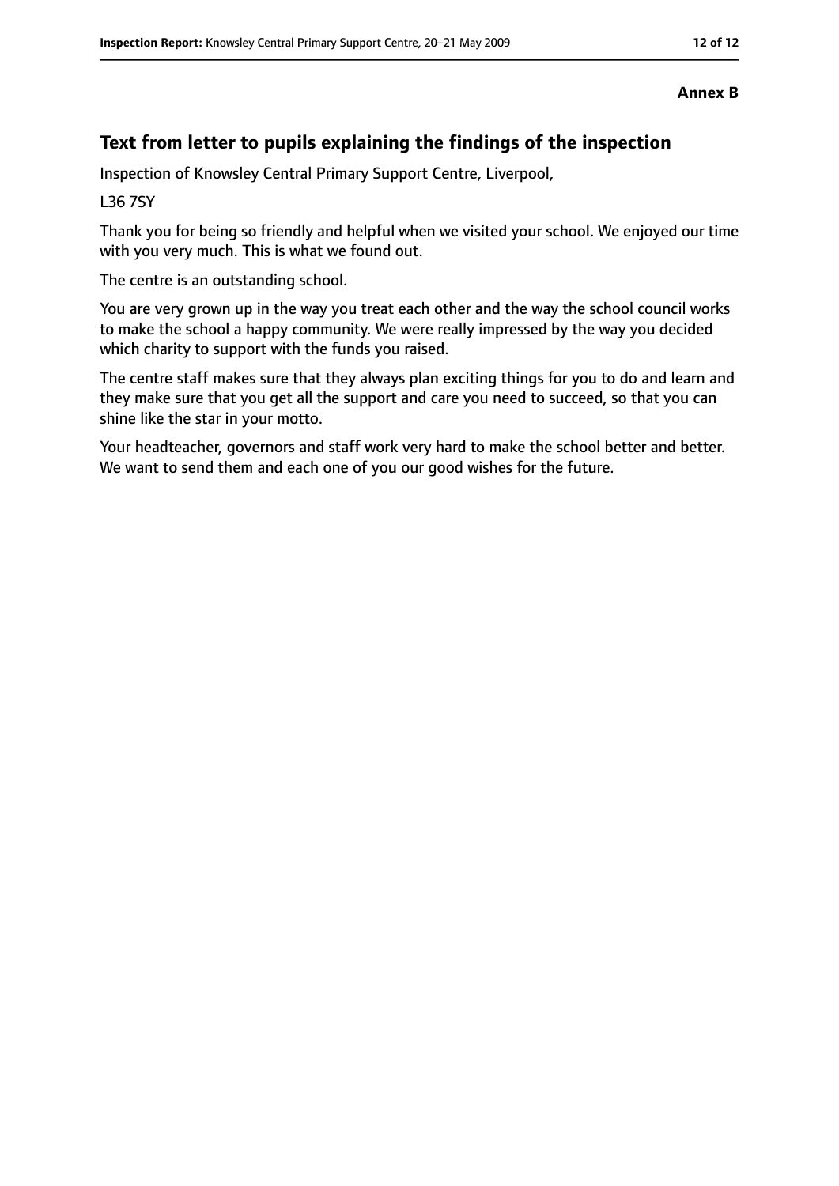**Annex B**

## Text from letter to pupils explaining the findings of the inspection

Inspection of Knowsley Central Primary Support Centre, Liverpool,

L36 7SY

Thank you for being so friendly and helpful when we visited your school. We enjoyed our time with you very much. This is what we found out.

The centre is an outstanding school.

You are very grown up in the way you treat each other and the way the school council works to make the school a happy community. We were really impressed by the way you decided which charity to support with the funds you raised.

The centre staff makes sure that they always plan exciting things for you to do and learn and they make sure that you get all the support and care you need to succeed, so that you can shine like the star in your motto.

Your headteacher, governors and staff work very hard to make the school better and better. We want to send them and each one of you our good wishes for the future.